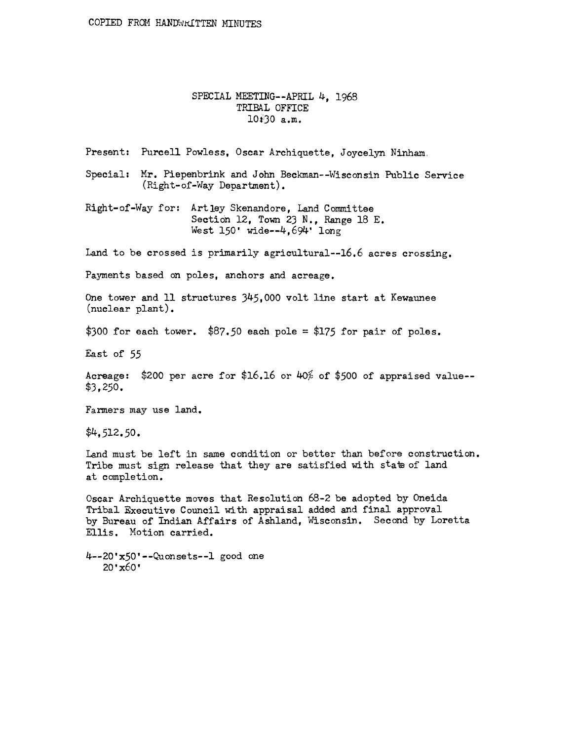COPIED FROM HANDWRITTEN MINUTES

SPECIAL MEETING--APRIL 4, 1968
TRIBAL OFFICE
10:30 a.m.

Present: Purcell Powless, Oscar Archiquette, Joycelyn Ninham.

Special: Mr. Piepenbrink and John Beckman--Wisconsin Public Service (Right-of-Way Department).

Right-of-Way for: Artley Skenandore, Land Committee
Section 12, Town 23 N., Range 18 E.
West 150' wide--4,694' long

Land to be crossed is primarily agricultural--16.6 acres crossing.

Payments based on poles, anchors and acreage.

One tower and 11 structures 345,000 volt line start at Kewaunee (nuclear plant).

$300 for each tower. $87.50 each pole = $175 for pair of poles.

East of 55

Acreage: $200 per acre for $16.16 or 40% of $500 of appraised value--$3,250.

Farmers may use land.

$4,512.50.

Land must be left in same condition or better than before construction. Tribe must sign release that they are satisfied with state of land at completion.

Oscar Archiquette moves that Resolution 68-2 be adopted by Oneida Tribal Executive Council with appraisal added and final approval by Bureau of Indian Affairs of Ashland, Wisconsin. Second by Loretta Ellis. Motion carried.

4--20'x50'--Quonsets--1 good one
20'x60'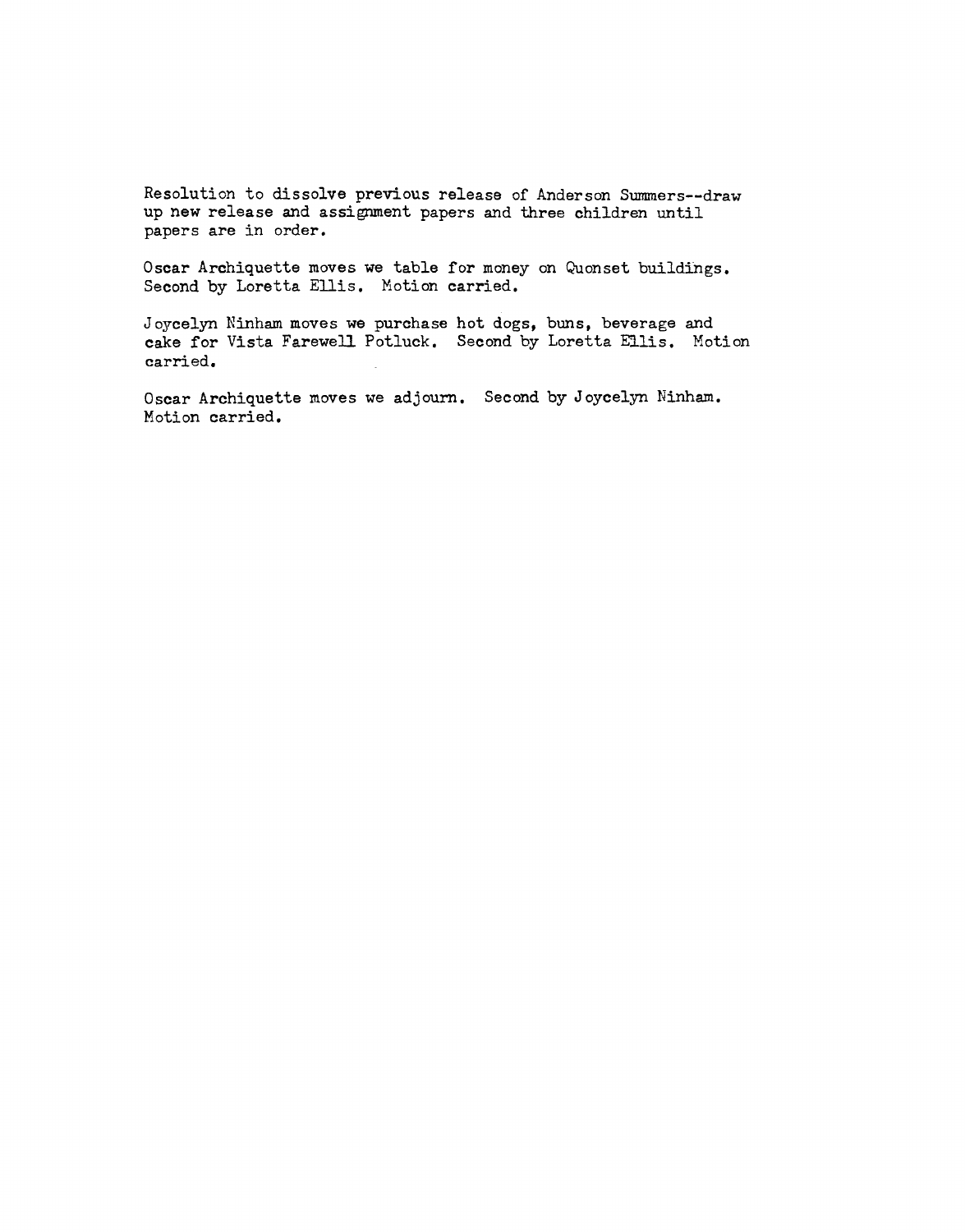Resolution to dissolve previous release of Anderson Summers--draw up new release and assignment papers and three children until papers are in order.

Oscar Archiquette moves we table for money on Quonset buildings. Second by Loretta Ellis. Motion carried.

Joycelyn Ninham moves we purchase hot dogs, buns, beverage and cake for Vista Farewell Potluck. Second by Loretta Ellis. Motion carried.

Oscar Archiquette moves we adjourn. Second by Joycelyn Ninham. Motion carried.